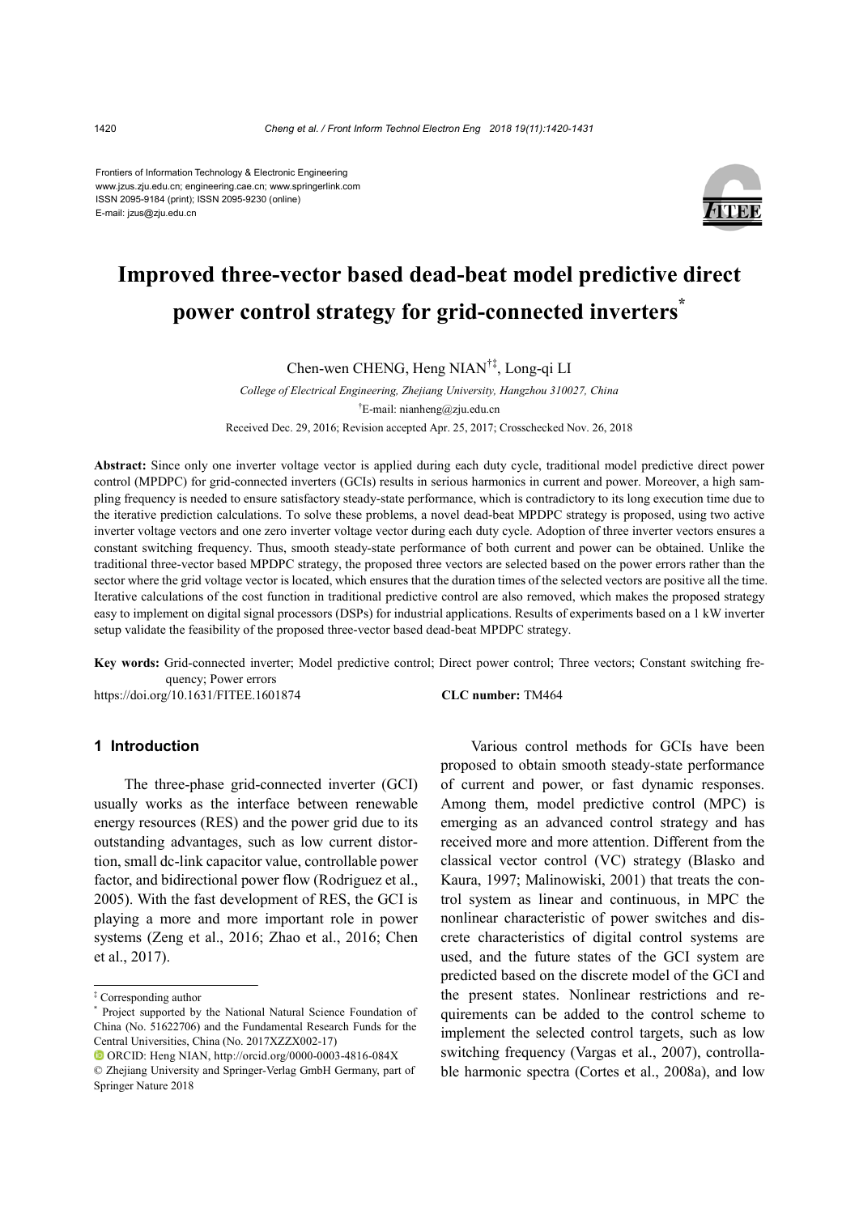Frontiers of Information Technology & Electronic Engineering
www.jzus.zju.edu.cn; engineering.cae.cn; www.springerlink.com
ISSN 2095-9184 (print); ISSN 2095-9230 (online)
E-mail: jzus@zju.edu.cn

# Improved three-vector based dead-beat model predictive direct power control strategy for grid-connected inverters*

Chen-wen CHENG, Heng NIAN[†‡], Long-qi LI

*College of Electrical Engineering, Zhejiang University, Hangzhou 310027, China*

[†]E-mail: nianheng@zju.edu.cn

Received Dec. 29, 2016; Revision accepted Apr. 25, 2017; Crosschecked Nov. 26, 2018

**Abstract:** Since only one inverter voltage vector is applied during each duty cycle, traditional model predictive direct power control (MPDPC) for grid-connected inverters (GCIs) results in serious harmonics in current and power. Moreover, a high sampling frequency is needed to ensure satisfactory steady-state performance, which is contradictory to its long execution time due to the iterative prediction calculations. To solve these problems, a novel dead-beat MPDPC strategy is proposed, using two active inverter voltage vectors and one zero inverter voltage vector during each duty cycle. Adoption of three inverter vectors ensures a constant switching frequency. Thus, smooth steady-state performance of both current and power can be obtained. Unlike the traditional three-vector based MPDPC strategy, the proposed three vectors are selected based on the power errors rather than the sector where the grid voltage vector is located, which ensures that the duration times of the selected vectors are positive all the time. Iterative calculations of the cost function in traditional predictive control are also removed, which makes the proposed strategy easy to implement on digital signal processors (DSPs) for industrial applications. Results of experiments based on a 1 kW inverter setup validate the feasibility of the proposed three-vector based dead-beat MPDPC strategy.

**Key words:** Grid-connected inverter; Model predictive control; Direct power control; Three vectors; Constant switching frequency; Power errors

https://doi.org/10.1631/FITEE.1601874 **CLC number:** TM464

## 1 Introduction

The three-phase grid-connected inverter (GCI) usually works as the interface between renewable energy resources (RES) and the power grid due to its outstanding advantages, such as low current distortion, small dc-link capacitor value, controllable power factor, and bidirectional power flow (Rodriguez et al., 2005). With the fast development of RES, the GCI is playing a more and more important role in power systems (Zeng et al., 2016; Zhao et al., 2016; Chen et al., 2017).

Various control methods for GCIs have been proposed to obtain smooth steady-state performance of current and power, or fast dynamic responses. Among them, model predictive control (MPC) is emerging as an advanced control strategy and has received more and more attention. Different from the classical vector control (VC) strategy (Blasko and Kaura, 1997; Malinowiski, 2001) that treats the control system as linear and continuous, in MPC the nonlinear characteristic of power switches and discrete characteristics of digital control systems are used, and the future states of the GCI system are predicted based on the discrete model of the GCI and the present states. Nonlinear restrictions and requirements can be added to the control scheme to implement the selected control targets, such as low switching frequency (Vargas et al., 2007), controllable harmonic spectra (Cortes et al., 2008a), and low

---

[‡] Corresponding author

[*] Project supported by the National Natural Science Foundation of China (No. 51622706) and the Fundamental Research Funds for the Central Universities, China (No. 2017XZZX002-17)

ORCID: Heng NIAN, http://orcid.org/0000-0003-4816-084X

© Zhejiang University and Springer-Verlag GmbH Germany, part of Springer Nature 2018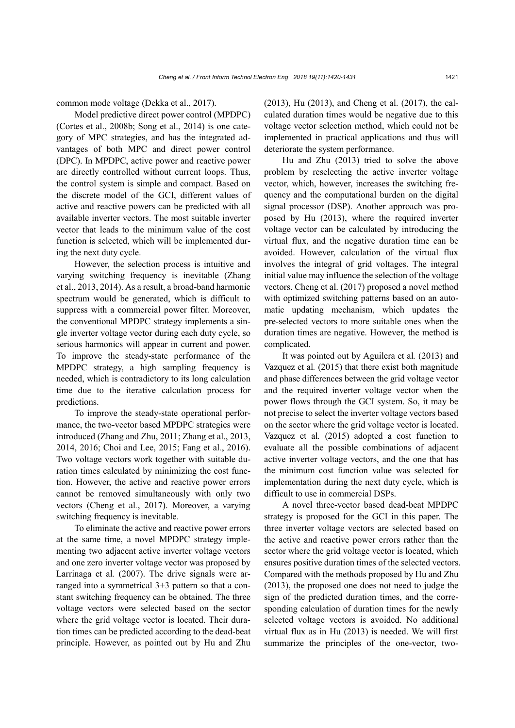common mode voltage (Dekka et al., 2017).

Model predictive direct power control (MPDPC) (Cortes et al., 2008b; Song et al., 2014) is one category of MPC strategies, and has the integrated advantages of both MPC and direct power control (DPC). In MPDPC, active power and reactive power are directly controlled without current loops. Thus, the control system is simple and compact. Based on the discrete model of the GCI, different values of active and reactive powers can be predicted with all available inverter vectors. The most suitable inverter vector that leads to the minimum value of the cost function is selected, which will be implemented during the next duty cycle.

However, the selection process is intuitive and varying switching frequency is inevitable (Zhang et al., 2013, 2014). As a result, a broad-band harmonic spectrum would be generated, which is difficult to suppress with a commercial power filter. Moreover, the conventional MPDPC strategy implements a single inverter voltage vector during each duty cycle, so serious harmonics will appear in current and power. To improve the steady-state performance of the MPDPC strategy, a high sampling frequency is needed, which is contradictory to its long calculation time due to the iterative calculation process for predictions.

To improve the steady-state operational performance, the two-vector based MPDPC strategies were introduced (Zhang and Zhu, 2011; Zhang et al., 2013, 2014, 2016; Choi and Lee, 2015; Fang et al., 2016). Two voltage vectors work together with suitable duration times calculated by minimizing the cost function. However, the active and reactive power errors cannot be removed simultaneously with only two vectors (Cheng et al., 2017). Moreover, a varying switching frequency is inevitable.

To eliminate the active and reactive power errors at the same time, a novel MPDPC strategy implementing two adjacent active inverter voltage vectors and one zero inverter voltage vector was proposed by Larrinaga et al. (2007). The drive signals were arranged into a symmetrical 3+3 pattern so that a constant switching frequency can be obtained. The three voltage vectors were selected based on the sector where the grid voltage vector is located. Their duration times can be predicted according to the dead-beat principle. However, as pointed out by Hu and Zhu (2013), Hu (2013), and Cheng et al. (2017), the calculated duration times would be negative due to this voltage vector selection method, which could not be implemented in practical applications and thus will deteriorate the system performance.

Hu and Zhu (2013) tried to solve the above problem by reselecting the active inverter voltage vector, which, however, increases the switching frequency and the computational burden on the digital signal processor (DSP). Another approach was proposed by Hu (2013), where the required inverter voltage vector can be calculated by introducing the virtual flux, and the negative duration time can be avoided. However, calculation of the virtual flux involves the integral of grid voltages. The integral initial value may influence the selection of the voltage vectors. Cheng et al. (2017) proposed a novel method with optimized switching patterns based on an automatic updating mechanism, which updates the pre-selected vectors to more suitable ones when the duration times are negative. However, the method is complicated.

It was pointed out by Aguilera et al. (2013) and Vazquez et al. (2015) that there exist both magnitude and phase differences between the grid voltage vector and the required inverter voltage vector when the power flows through the GCI system. So, it may be not precise to select the inverter voltage vectors based on the sector where the grid voltage vector is located. Vazquez et al. (2015) adopted a cost function to evaluate all the possible combinations of adjacent active inverter voltage vectors, and the one that has the minimum cost function value was selected for implementation during the next duty cycle, which is difficult to use in commercial DSPs.

A novel three-vector based dead-beat MPDPC strategy is proposed for the GCI in this paper. The three inverter voltage vectors are selected based on the active and reactive power errors rather than the sector where the grid voltage vector is located, which ensures positive duration times of the selected vectors. Compared with the methods proposed by Hu and Zhu (2013), the proposed one does not need to judge the sign of the predicted duration times, and the corresponding calculation of duration times for the newly selected voltage vectors is avoided. No additional virtual flux as in Hu (2013) is needed. We will first summarize the principles of the one-vector, two-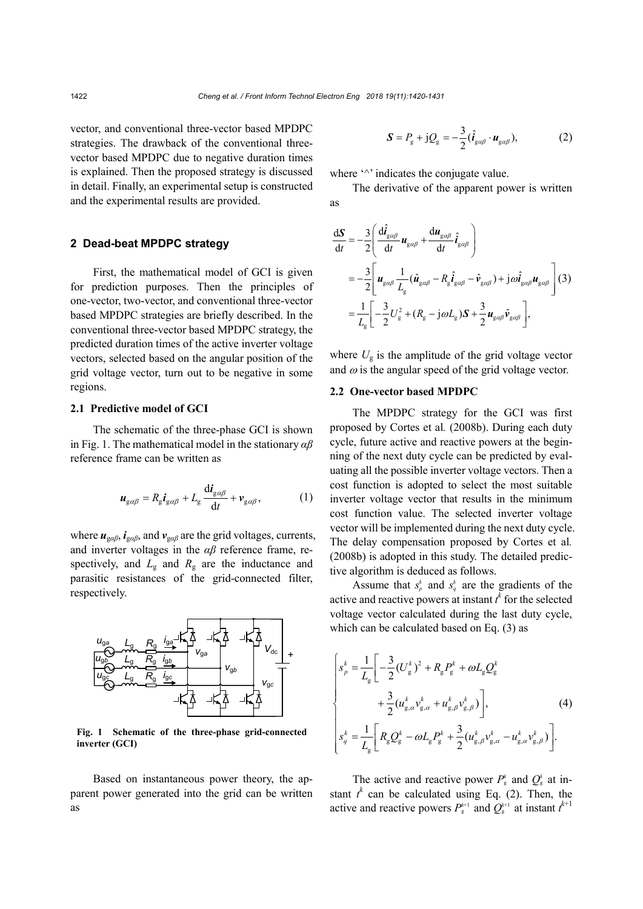vector, and conventional three-vector based MPDPC strategies. The drawback of the conventional three-vector based MPDPC due to negative duration times is explained. Then the proposed strategy is discussed in detail. Finally, an experimental setup is constructed and the experimental results are provided.

## 2 Dead-beat MPDPC strategy

First, the mathematical model of GCI is given for prediction purposes. Then the principles of one-vector, two-vector, and conventional three-vector based MPDPC strategies are briefly described. In the conventional three-vector based MPDPC strategy, the predicted duration times of the active inverter voltage vectors, selected based on the angular position of the grid voltage vector, turn out to be negative in some regions.

### 2.1 Predictive model of GCI

The schematic of the three-phase GCI is shown in Fig. 1. The mathematical model in the stationary *αβ* reference frame can be written as

$$\boldsymbol{u}_{g\alpha\beta} = R_g \boldsymbol{i}_{g\alpha\beta} + L_g \frac{d\boldsymbol{i}_{g\alpha\beta}}{dt} + \boldsymbol{v}_{g\alpha\beta}, \tag{1}$$

where $\boldsymbol{u}_{g\alpha\beta}$, $\boldsymbol{i}_{g\alpha\beta}$, and $\boldsymbol{v}_{g\alpha\beta}$ are the grid voltages, currents, and inverter voltages in the *αβ* reference frame, respectively, and $L_g$ and $R_g$ are the inductance and parasitic resistances of the grid-connected filter, respectively.

Fig. 1 Schematic of the three-phase grid-connected inverter (GCI)

Based on instantaneous power theory, the apparent power generated into the grid can be written as

$$\boldsymbol{S} = P_g + jQ_g = -\frac{3}{2}(\hat{\boldsymbol{i}}_{g\alpha\beta} \cdot \boldsymbol{u}_{g\alpha\beta}), \tag{2}$$

where '^' indicates the conjugate value.

The derivative of the apparent power is written as

$$\begin{aligned}
\frac{d\boldsymbol{S}}{dt} &= -\frac{3}{2}\left( \frac{d\hat{\boldsymbol{i}}_{g\alpha\beta}}{dt}\boldsymbol{u}_{g\alpha\beta} + \frac{d\boldsymbol{u}_{g\alpha\beta}}{dt}\hat{\boldsymbol{i}}_{g\alpha\beta} \right) \\
&= -\frac{3}{2}\left[ \boldsymbol{u}_{g\alpha\beta}\frac{1}{L_g}(\hat{\boldsymbol{u}}_{g\alpha\beta} - R_g\hat{\boldsymbol{i}}_{g\alpha\beta} - \hat{\boldsymbol{v}}_{g\alpha\beta}) + j\omega\hat{\boldsymbol{i}}_{g\alpha\beta}\boldsymbol{u}_{g\alpha\beta} \right] \\
&= \frac{1}{L_g}\left[ -\frac{3}{2}U_g^2 + (R_g - j\omega L_g)\boldsymbol{S} + \frac{3}{2}\boldsymbol{u}_{g\alpha\beta}\hat{\boldsymbol{v}}_{g\alpha\beta} \right],
\end{aligned} \tag{3}$$

where $U_g$ is the amplitude of the grid voltage vector and $\omega$ is the angular speed of the grid voltage vector.

### 2.2 One-vector based MPDPC

The MPDPC strategy for the GCI was first proposed by Cortes et al. (2008b). During each duty cycle, future active and reactive powers at the beginning of the next duty cycle can be predicted by evaluating all the possible inverter voltage vectors. Then a cost function is adopted to select the most suitable inverter voltage vector that results in the minimum cost function value. The selected inverter voltage vector will be implemented during the next duty cycle. The delay compensation proposed by Cortes et al. (2008b) is adopted in this study. The detailed predictive algorithm is deduced as follows.

Assume that $s_p^k$ and $s_q^k$ are the gradients of the active and reactive powers at instant $t^k$ for the selected voltage vector calculated during the last duty cycle, which can be calculated based on Eq. (3) as

$$\begin{cases}
s_p^k = \dfrac{1}{L_g}\left[ -\dfrac{3}{2}(U_g^k)^2 + R_g P_g^k + \omega L_g Q_g^k \right. \\
\qquad\qquad \left. + \dfrac{3}{2}(u_{g,\alpha}^k v_{g,\alpha}^k + u_{g,\beta}^k v_{g,\beta}^k) \right], \\
s_q^k = \dfrac{1}{L_g}\left[ R_g Q_g^k - \omega L_g P_g^k + \dfrac{3}{2}(u_{g,\beta}^k v_{g,\alpha}^k - u_{g,\alpha}^k v_{g,\beta}^k) \right].
\end{cases} \tag{4}$$

The active and reactive power $P_g^k$ and $Q_g^k$ at instant $t^k$ can be calculated using Eq. (2). Then, the active and reactive powers $P_g^{k+1}$ and $Q_g^{k+1}$ at instant $t^{k+1}$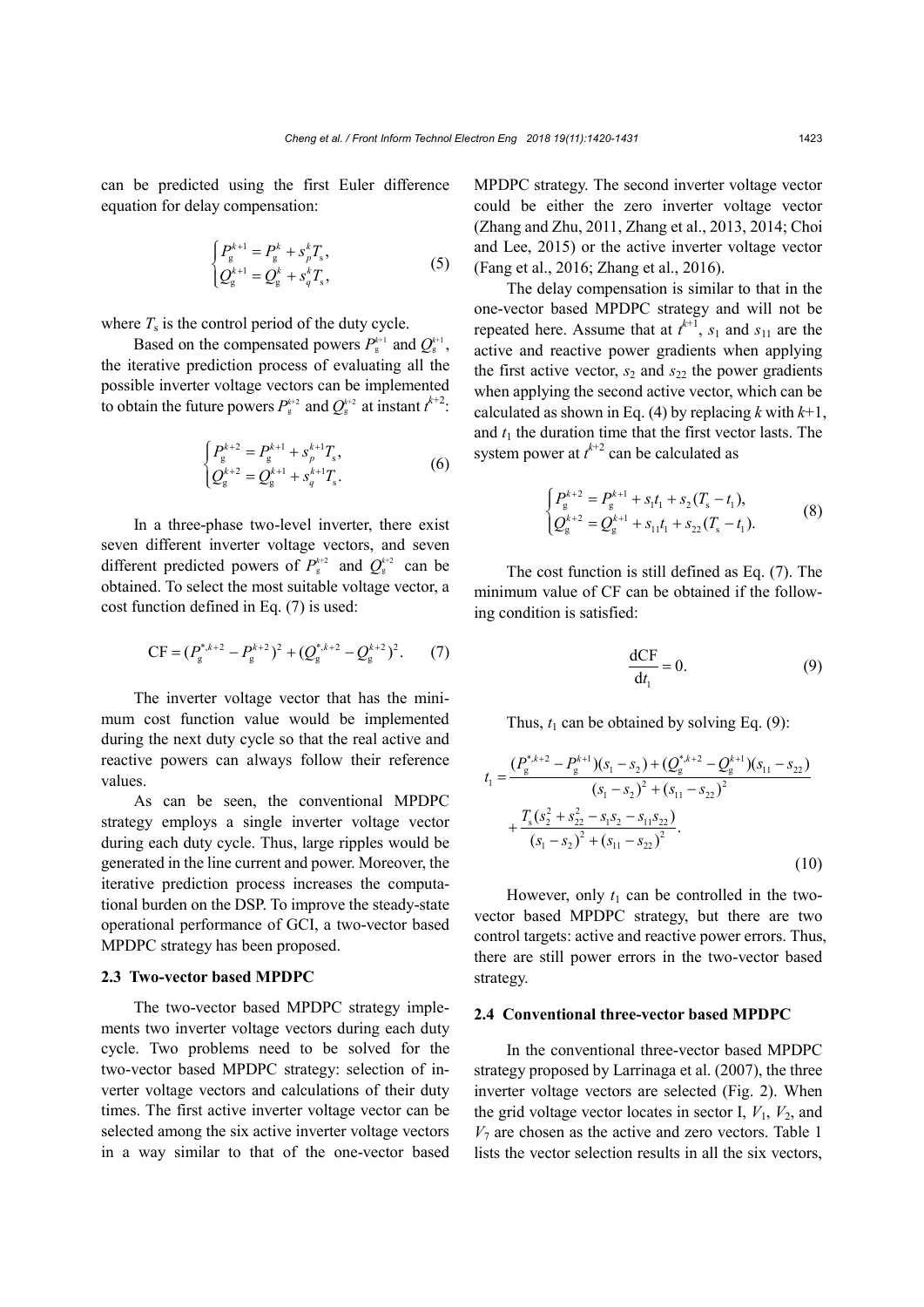can be predicted using the first Euler difference equation for delay compensation:

$$\begin{cases} P_{\mathrm{g}}^{k+1} = P_{\mathrm{g}}^{k} + s_p^k T_{\mathrm{s}}, \\ Q_{\mathrm{g}}^{k+1} = Q_{\mathrm{g}}^{k} + s_q^k T_{\mathrm{s}}, \end{cases} \tag{5}$$

where $T_{\mathrm{s}}$ is the control period of the duty cycle.

Based on the compensated powers $P_{\mathrm{g}}^{k+1}$ and $Q_{\mathrm{g}}^{k+1}$, the iterative prediction process of evaluating all the possible inverter voltage vectors can be implemented to obtain the future powers $P_{\mathrm{g}}^{k+2}$ and $Q_{\mathrm{g}}^{k+2}$ at instant $t^{k+2}$:

$$\begin{cases} P_{\mathrm{g}}^{k+2} = P_{\mathrm{g}}^{k+1} + s_p^{k+1} T_{\mathrm{s}}, \\ Q_{\mathrm{g}}^{k+2} = Q_{\mathrm{g}}^{k+1} + s_q^{k+1} T_{\mathrm{s}}. \end{cases} \tag{6}$$

In a three-phase two-level inverter, there exist seven different inverter voltage vectors, and seven different predicted powers of $P_{\mathrm{g}}^{k+2}$ and $Q_{\mathrm{g}}^{k+2}$ can be obtained. To select the most suitable voltage vector, a cost function defined in Eq. (7) is used:

$$\mathrm{CF} = (P_{\mathrm{g}}^{*,k+2} - P_{\mathrm{g}}^{k+2})^2 + (Q_{\mathrm{g}}^{*,k+2} - Q_{\mathrm{g}}^{k+2})^2. \tag{7}$$

The inverter voltage vector that has the minimum cost function value would be implemented during the next duty cycle so that the real active and reactive powers can always follow their reference values.

As can be seen, the conventional MPDPC strategy employs a single inverter voltage vector during each duty cycle. Thus, large ripples would be generated in the line current and power. Moreover, the iterative prediction process increases the computational burden on the DSP. To improve the steady-state operational performance of GCI, a two-vector based MPDPC strategy has been proposed.

### 2.3 Two-vector based MPDPC

The two-vector based MPDPC strategy implements two inverter voltage vectors during each duty cycle. Two problems need to be solved for the two-vector based MPDPC strategy: selection of inverter voltage vectors and calculations of their duty times. The first active inverter voltage vector can be selected among the six active inverter voltage vectors in a way similar to that of the one-vector based MPDPC strategy. The second inverter voltage vector could be either the zero inverter voltage vector (Zhang and Zhu, 2011, Zhang et al., 2013, 2014; Choi and Lee, 2015) or the active inverter voltage vector (Fang et al., 2016; Zhang et al., 2016).

The delay compensation is similar to that in the one-vector based MPDPC strategy and will not be repeated here. Assume that at $t^{k+1}$, $s_1$ and $s_{11}$ are the active and reactive power gradients when applying the first active vector, $s_2$ and $s_{22}$ the power gradients when applying the second active vector, which can be calculated as shown in Eq. (4) by replacing $k$ with $k$+1, and $t_1$ the duration time that the first vector lasts. The system power at $t^{k+2}$ can be calculated as

$$\begin{cases} P_{\mathrm{g}}^{k+2} = P_{\mathrm{g}}^{k+1} + s_1 t_1 + s_2 (T_{\mathrm{s}} - t_1), \\ Q_{\mathrm{g}}^{k+2} = Q_{\mathrm{g}}^{k+1} + s_{11} t_1 + s_{22} (T_{\mathrm{s}} - t_1). \end{cases} \tag{8}$$

The cost function is still defined as Eq. (7). The minimum value of CF can be obtained if the following condition is satisfied:

$$\frac{\mathrm{dCF}}{\mathrm{d}t_1} = 0. \tag{9}$$

Thus, $t_1$ can be obtained by solving Eq. (9):

$$t_1 = \frac{(P_{\mathrm{g}}^{*,k+2} - P_{\mathrm{g}}^{k+1})(s_1 - s_2) + (Q_{\mathrm{g}}^{*,k+2} - Q_{\mathrm{g}}^{k+1})(s_{11} - s_{22})}{(s_1 - s_2)^2 + (s_{11} - s_{22})^2} + \frac{T_{\mathrm{s}}(s_2^2 + s_{22}^2 - s_1 s_2 - s_{11} s_{22})}{(s_1 - s_2)^2 + (s_{11} - s_{22})^2}. \tag{10}$$

However, only $t_1$ can be controlled in the two-vector based MPDPC strategy, but there are two control targets: active and reactive power errors. Thus, there are still power errors in the two-vector based strategy.

### 2.4 Conventional three-vector based MPDPC

In the conventional three-vector based MPDPC strategy proposed by Larrinaga et al. (2007), the three inverter voltage vectors are selected (Fig. 2). When the grid voltage vector locates in sector I, $V_1$, $V_2$, and $V_7$ are chosen as the active and zero vectors. Table 1 lists the vector selection results in all the six vectors,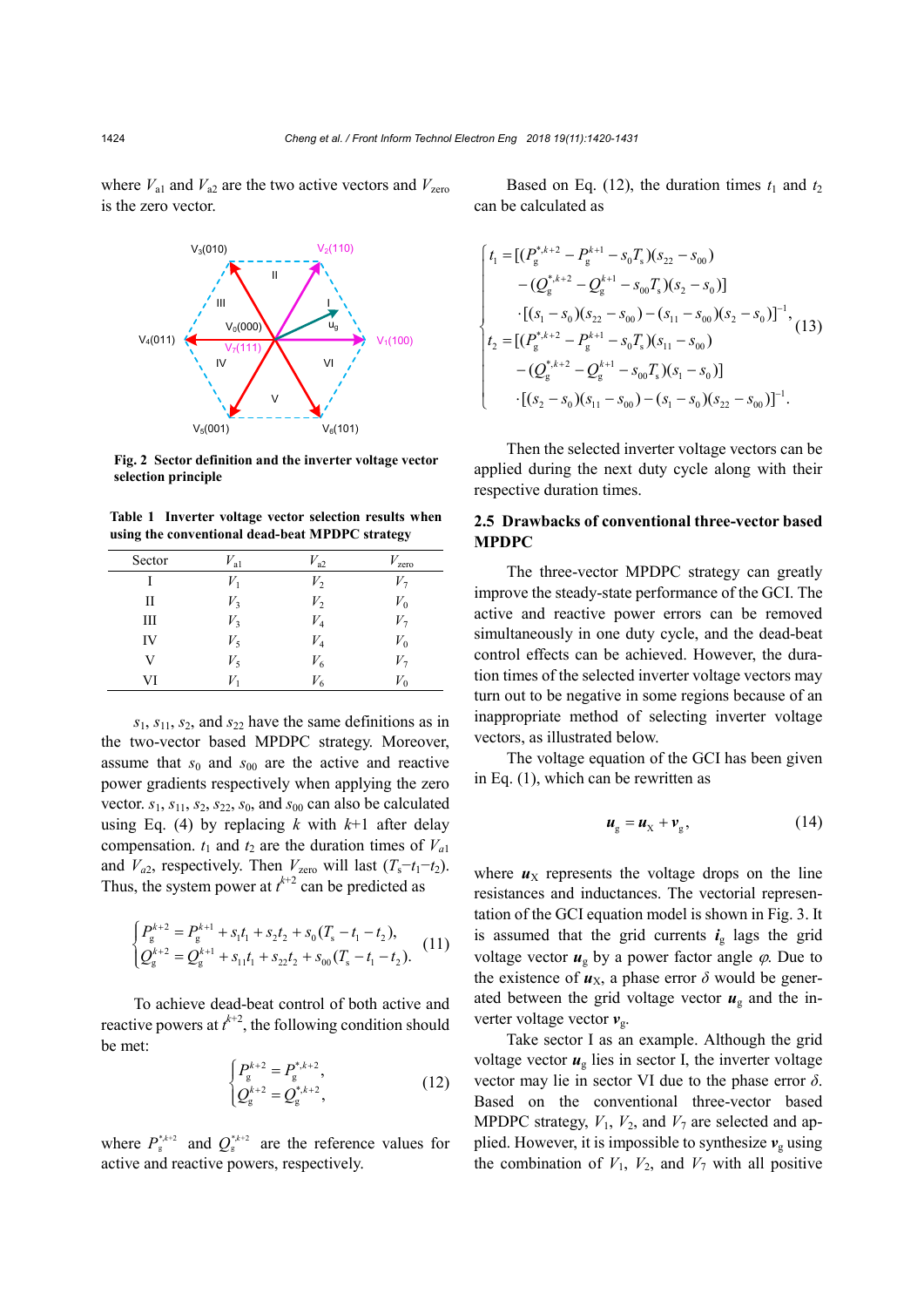where $V_{a1}$ and $V_{a2}$ are the two active vectors and $V_{zero}$ is the zero vector.

Fig. 2 Sector definition and the inverter voltage vector selection principle

Table 1 Inverter voltage vector selection results when using the conventional dead-beat MPDPC strategy

| Sector | $V_{a1}$ | $V_{a2}$ | $V_{zero}$ |
|---|---|---|---|
| I | $V_1$ | $V_2$ | $V_7$ |
| II | $V_3$ | $V_2$ | $V_0$ |
| III | $V_3$ | $V_4$ | $V_7$ |
| IV | $V_5$ | $V_4$ | $V_0$ |
| V | $V_5$ | $V_6$ | $V_7$ |
| VI | $V_1$ | $V_6$ | $V_0$ |

$s_1$, $s_{11}$, $s_2$, and $s_{22}$ have the same definitions as in the two-vector based MPDPC strategy. Moreover, assume that $s_0$ and $s_{00}$ are the active and reactive power gradients respectively when applying the zero vector. $s_1$, $s_{11}$, $s_2$, $s_{22}$, $s_0$, and $s_{00}$ can also be calculated using Eq. (4) by replacing $k$ with $k$+1 after delay compensation. $t_1$ and $t_2$ are the duration times of $V_{a1}$ and $V_{a2}$, respectively. Then $V_{zero}$ will last $(T_s-t_1-t_2)$. Thus, the system power at $t^{k+2}$ can be predicted as

$$\begin{cases} P_g^{k+2} = P_g^{k+1} + s_1 t_1 + s_2 t_2 + s_0 (T_s - t_1 - t_2), \\ Q_g^{k+2} = Q_g^{k+1} + s_{11} t_1 + s_{22} t_2 + s_{00} (T_s - t_1 - t_2). \end{cases} \quad (11)$$

To achieve dead-beat control of both active and reactive powers at $t^{k+2}$, the following condition should be met:

$$\begin{cases} P_g^{k+2} = P_g^{*,k+2}, \\ Q_g^{k+2} = Q_g^{*,k+2}, \end{cases} \quad (12)$$

where $P_g^{*,k+2}$ and $Q_g^{*,k+2}$ are the reference values for active and reactive powers, respectively.

Based on Eq. (12), the duration times $t_1$ and $t_2$ can be calculated as

$$\begin{cases} t_1 = [(P_g^{*,k+2} - P_g^{k+1} - s_0 T_s)(s_{22} - s_{00}) \\ \quad - (Q_g^{*,k+2} - Q_g^{k+1} - s_{00} T_s)(s_2 - s_0)] \\ \quad \cdot [(s_1 - s_0)(s_{22} - s_{00}) - (s_{11} - s_{00})(s_2 - s_0)]^{-1}, \\ t_2 = [(P_g^{*,k+2} - P_g^{k+1} - s_0 T_s)(s_{11} - s_{00}) \\ \quad - (Q_g^{*,k+2} - Q_g^{k+1} - s_{00} T_s)(s_1 - s_0)] \\ \quad \cdot [(s_2 - s_0)(s_{11} - s_{00}) - (s_1 - s_0)(s_{22} - s_{00})]^{-1}. \end{cases} \quad (13)$$

Then the selected inverter voltage vectors can be applied during the next duty cycle along with their respective duration times.

## 2.5 Drawbacks of conventional three-vector based MPDPC

The three-vector MPDPC strategy can greatly improve the steady-state performance of the GCI. The active and reactive power errors can be removed simultaneously in one duty cycle, and the dead-beat control effects can be achieved. However, the duration times of the selected inverter voltage vectors may turn out to be negative in some regions because of an inappropriate method of selecting inverter voltage vectors, as illustrated below.

The voltage equation of the GCI has been given in Eq. (1), which can be rewritten as

$$\boldsymbol{u}_g = \boldsymbol{u}_X + \boldsymbol{v}_g, \quad (14)$$

where $\boldsymbol{u}_X$ represents the voltage drops on the line resistances and inductances. The vectorial representation of the GCI equation model is shown in Fig. 3. It is assumed that the grid currents $\boldsymbol{i}_g$ lags the grid voltage vector $\boldsymbol{u}_g$ by a power factor angle $\varphi$. Due to the existence of $\boldsymbol{u}_X$, a phase error $\delta$ would be generated between the grid voltage vector $\boldsymbol{u}_g$ and the inverter voltage vector $\boldsymbol{v}_g$.

Take sector I as an example. Although the grid voltage vector $\boldsymbol{u}_g$ lies in sector I, the inverter voltage vector may lie in sector VI due to the phase error $\delta$. Based on the conventional three-vector based MPDPC strategy, $V_1$, $V_2$, and $V_7$ are selected and applied. However, it is impossible to synthesize $\boldsymbol{v}_g$ using the combination of $V_1$, $V_2$, and $V_7$ with all positive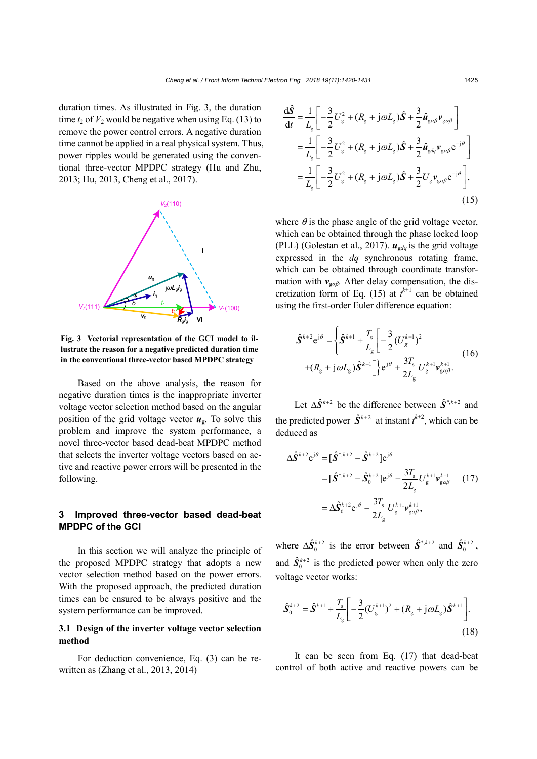duration times. As illustrated in Fig. 3, the duration time $t_2$ of $V_2$ would be negative when using Eq. (13) to remove the power control errors. A negative duration time cannot be applied in a real physical system. Thus, power ripples would be generated using the conventional three-vector MPDPC strategy (Hu and Zhu, 2013; Hu, 2013, Cheng et al., 2017).

**Fig. 3 Vectorial representation of the GCI model to illustrate the reason for a negative predicted duration time in the conventional three-vector based MPDPC strategy**

Based on the above analysis, the reason for negative duration times is the inappropriate inverter voltage vector selection method based on the angular position of the grid voltage vector $\boldsymbol{u}_g$. To solve this problem and improve the system performance, a novel three-vector based dead-beat MPDPC method that selects the inverter voltage vectors based on active and reactive power errors will be presented in the following.

## 3 Improved three-vector based dead-beat MPDPC of the GCI

In this section we will analyze the principle of the proposed MPDPC strategy that adopts a new vector selection method based on the power errors. With the proposed approach, the predicted duration times can be ensured to be always positive and the system performance can be improved.

### 3.1 Design of the inverter voltage vector selection method

For deduction convenience, Eq. (3) can be rewritten as (Zhang et al., 2013, 2014)

$$
\begin{aligned}
\frac{\mathrm{d}\hat{\boldsymbol{S}}}{\mathrm{d}t} &= \frac{1}{L_g}\left[-\frac{3}{2}U_g^2 + (R_g + \mathrm{j}\omega L_g)\hat{\boldsymbol{S}} + \frac{3}{2}\hat{\boldsymbol{u}}_{g\alpha\beta}\boldsymbol{v}_{g\alpha\beta}\right] \\
&= \frac{1}{L_g}\left[-\frac{3}{2}U_g^2 + (R_g + \mathrm{j}\omega L_g)\hat{\boldsymbol{S}} + \frac{3}{2}\hat{\boldsymbol{u}}_{gdq}\boldsymbol{v}_{g\alpha\beta}\mathrm{e}^{-\mathrm{j}\theta}\right] \\
&= \frac{1}{L_g}\left[-\frac{3}{2}U_g^2 + (R_g + \mathrm{j}\omega L_g)\hat{\boldsymbol{S}} + \frac{3}{2}U_g\boldsymbol{v}_{g\alpha\beta}\mathrm{e}^{-\mathrm{j}\theta}\right],
\end{aligned} \tag{15}
$$

where $\theta$ is the phase angle of the grid voltage vector, which can be obtained through the phase locked loop (PLL) (Golestan et al., 2017). $\boldsymbol{u}_{gdq}$ is the grid voltage expressed in the $dq$ synchronous rotating frame, which can be obtained through coordinate transformation with $\boldsymbol{v}_{g\alpha\beta}$. After delay compensation, the discretization form of Eq. (15) at $t^{k+1}$ can be obtained using the first-order Euler difference equation:

$$
\begin{aligned}
\hat{\boldsymbol{S}}^{k+2}\mathrm{e}^{\mathrm{j}\theta} = &\left\{\hat{\boldsymbol{S}}^{k+1} + \frac{T_s}{L_g}\left[-\frac{3}{2}(U_g^{k+1})^2\right.\right. \\
&\left.\left. + (R_g + \mathrm{j}\omega L_g)\hat{\boldsymbol{S}}^{k+1}\right]\right\}\mathrm{e}^{\mathrm{j}\theta} + \frac{3T_s}{2L_g}U_g^{k+1}\boldsymbol{v}_{g\alpha\beta}^{k+1}.
\end{aligned} \tag{16}
$$

Let $\Delta\hat{\boldsymbol{S}}^{k+2}$ be the difference between $\hat{\boldsymbol{S}}^{*,k+2}$ and the predicted power $\hat{\boldsymbol{S}}^{k+2}$ at instant $t^{k+2}$, which can be deduced as

$$
\begin{aligned}
\Delta\hat{\boldsymbol{S}}^{k+2}\mathrm{e}^{\mathrm{j}\theta} &= [\hat{\boldsymbol{S}}^{*,k+2} - \hat{\boldsymbol{S}}^{k+2}]\mathrm{e}^{\mathrm{j}\theta} \\
&= [\hat{\boldsymbol{S}}^{*,k+2} - \hat{\boldsymbol{S}}_0^{k+2}]\mathrm{e}^{\mathrm{j}\theta} - \frac{3T_s}{2L_g}U_g^{k+1}\boldsymbol{v}_{g\alpha\beta}^{k+1} \\
&= \Delta\hat{\boldsymbol{S}}_0^{k+2}\mathrm{e}^{\mathrm{j}\theta} - \frac{3T_s}{2L_g}U_g^{k+1}\boldsymbol{v}_{g\alpha\beta}^{k+1},
\end{aligned} \tag{17}
$$

where $\Delta\hat{\boldsymbol{S}}_0^{k+2}$ is the error between $\hat{\boldsymbol{S}}^{*,k+2}$ and $\hat{\boldsymbol{S}}_0^{k+2}$, and $\hat{\boldsymbol{S}}_0^{k+2}$ is the predicted power when only the zero voltage vector works:

$$
\hat{\boldsymbol{S}}_0^{k+2} = \hat{\boldsymbol{S}}^{k+1} + \frac{T_s}{L_g}\left[-\frac{3}{2}(U_g^{k+1})^2 + (R_g + \mathrm{j}\omega L_g)\hat{\boldsymbol{S}}^{k+1}\right]. \tag{18}
$$

It can be seen from Eq. (17) that dead-beat control of both active and reactive powers can be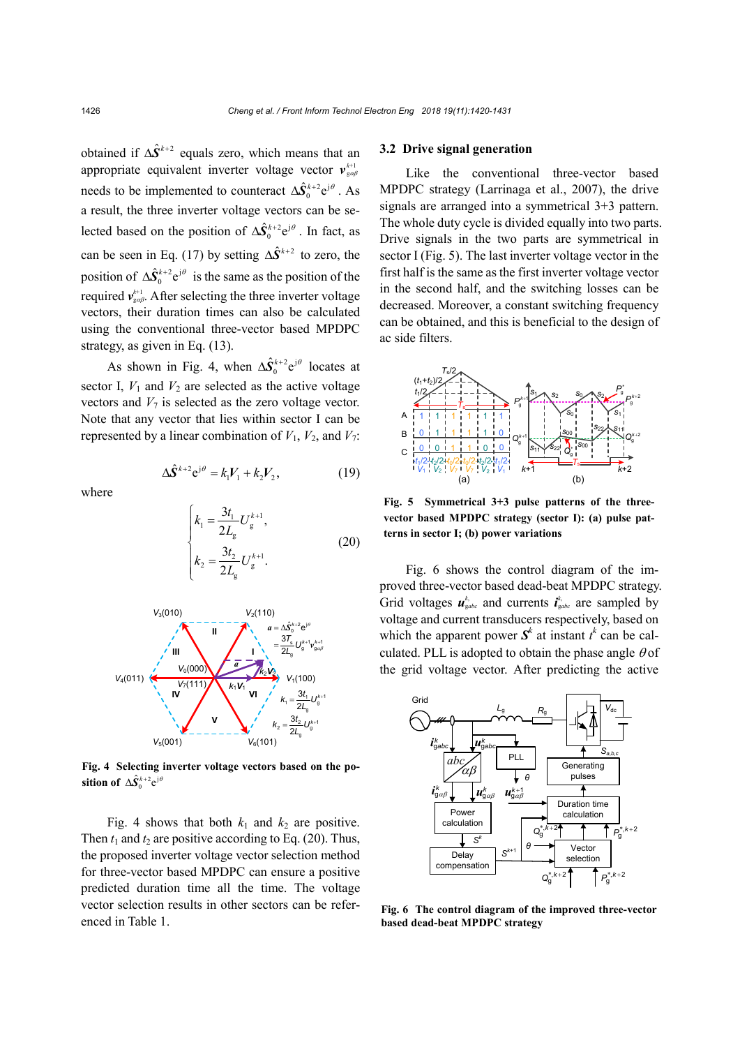obtained if $\Delta\hat{\boldsymbol{S}}^{k+2}$ equals zero, which means that an appropriate equivalent inverter voltage vector $\boldsymbol{v}_{g\alpha\beta}^{k+1}$ needs to be implemented to counteract $\Delta\hat{\boldsymbol{S}}_0^{k+2}\mathrm{e}^{\mathrm{j}\theta}$. As a result, the three inverter voltage vectors can be selected based on the position of $\Delta\hat{\boldsymbol{S}}_0^{k+2}\mathrm{e}^{\mathrm{j}\theta}$. In fact, as can be seen in Eq. (17) by setting $\Delta\hat{\boldsymbol{S}}^{k+2}$ to zero, the position of $\Delta\hat{\boldsymbol{S}}_0^{k+2}\mathrm{e}^{\mathrm{j}\theta}$ is the same as the position of the required $\boldsymbol{v}_{g\alpha\beta}^{k+1}$. After selecting the three inverter voltage vectors, their duration times can also be calculated using the conventional three-vector based MPDPC strategy, as given in Eq. (13).

As shown in Fig. 4, when $\Delta\hat{\boldsymbol{S}}_0^{k+2}\mathrm{e}^{\mathrm{j}\theta}$ locates at sector I, $V_1$ and $V_2$ are selected as the active voltage vectors and $V_7$ is selected as the zero voltage vector. Note that any vector that lies within sector I can be represented by a linear combination of $V_1$, $V_2$, and $V_7$:

$$\Delta\hat{\boldsymbol{S}}^{k+2}\mathrm{e}^{\mathrm{j}\theta}=k_1\boldsymbol{V}_1+k_2\boldsymbol{V}_2, \tag{19}$$

where

$$\begin{cases} k_1=\dfrac{3t_1}{2L_g}U_g^{k+1}, \\ k_2=\dfrac{3t_2}{2L_g}U_g^{k+1}. \end{cases} \tag{20}$$

Fig. 4 Selecting inverter voltage vectors based on the position of $\Delta\hat{\boldsymbol{S}}_0^{k+2}\mathrm{e}^{\mathrm{j}\theta}$

Fig. 4 shows that both $k_1$ and $k_2$ are positive. Then $t_1$ and $t_2$ are positive according to Eq. (20). Thus, the proposed inverter voltage vector selection method for three-vector based MPDPC can ensure a positive predicted duration time all the time. The voltage vector selection results in other sectors can be referenced in Table 1.

## 3.2 Drive signal generation

Like the conventional three-vector based MPDPC strategy (Larrinaga et al., 2007), the drive signals are arranged into a symmetrical 3+3 pattern. The whole duty cycle is divided equally into two parts. Drive signals in the two parts are symmetrical in sector I (Fig. 5). The last inverter voltage vector in the first half is the same as the first inverter voltage vector in the second half, and the switching losses can be decreased. Moreover, a constant switching frequency can be obtained, and this is beneficial to the design of ac side filters.

Fig. 5 Symmetrical 3+3 pulse patterns of the three-vector based MPDPC strategy (sector I): (a) pulse patterns in sector I; (b) power variations

Fig. 6 shows the control diagram of the improved three-vector based dead-beat MPDPC strategy. Grid voltages $\boldsymbol{u}_{gabc}^{k}$ and currents $\boldsymbol{i}_{gabc}^{k}$ are sampled by voltage and current transducers respectively, based on which the apparent power $\boldsymbol{S}^k$ at instant $t^k$ can be calculated. PLL is adopted to obtain the phase angle $\theta$ of the grid voltage vector. After predicting the active

Fig. 6 The control diagram of the improved three-vector based dead-beat MPDPC strategy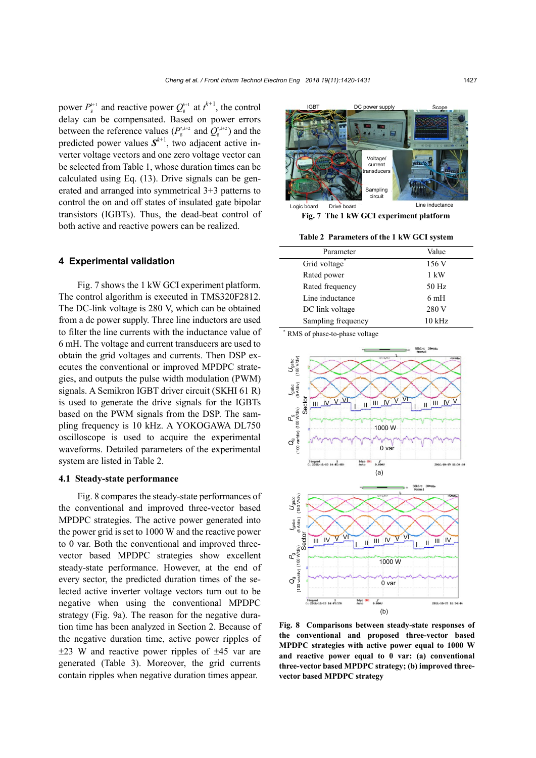power $P_g^{k+1}$ and reactive power $Q_g^{k+1}$ at $t^{k+1}$, the control delay can be compensated. Based on power errors between the reference values ($P_g^{*,k+2}$ and $Q_g^{*,k+2}$) and the predicted power values $\boldsymbol{S}^{k+1}$, two adjacent active inverter voltage vectors and one zero voltage vector can be selected from Table 1, whose duration times can be calculated using Eq. (13). Drive signals can be generated and arranged into symmetrical 3+3 patterns to control the on and off states of insulated gate bipolar transistors (IGBTs). Thus, the dead-beat control of both active and reactive powers can be realized.

## 4 Experimental validation

Fig. 7 shows the 1 kW GCI experiment platform. The control algorithm is executed in TMS320F2812. The DC-link voltage is 280 V, which can be obtained from a dc power supply. Three line inductors are used to filter the line currents with the inductance value of 6 mH. The voltage and current transducers are used to obtain the grid voltages and currents. Then DSP executes the conventional or improved MPDPC strategies, and outputs the pulse width modulation (PWM) signals. A Semikron IGBT driver circuit (SKHI 61 R) is used to generate the drive signals for the IGBTs based on the PWM signals from the DSP. The sampling frequency is 10 kHz. A YOKOGAWA DL750 oscilloscope is used to acquire the experimental waveforms. Detailed parameters of the experimental system are listed in Table 2.

### 4.1 Steady-state performance

Fig. 8 compares the steady-state performances of the conventional and improved three-vector based MPDPC strategies. The active power generated into the power grid is set to 1000 W and the reactive power to 0 var. Both the conventional and improved three-vector based MPDPC strategies show excellent steady-state performance. However, at the end of every sector, the predicted duration times of the selected active inverter voltage vectors turn out to be negative when using the conventional MPDPC strategy (Fig. 9a). The reason for the negative duration time has been analyzed in Section 2. Because of the negative duration time, active power ripples of ±23 W and reactive power ripples of ±45 var are generated (Table 3). Moreover, the grid currents contain ripples when negative duration times appear.

Fig. 7 The 1 kW GCI experiment platform

Table 2 Parameters of the 1 kW GCI system

| Parameter | Value |
|---|---|
| Grid voltage* | 156 V |
| Rated power | 1 kW |
| Rated frequency | 50 Hz |
| Line inductance | 6 mH |
| DC link voltage | 280 V |
| Sampling frequency | 10 kHz |

* RMS of phase-to-phase voltage

Fig. 8 Comparisons between steady-state responses of the conventional and proposed three-vector based MPDPC strategies with active power equal to 1000 W and reactive power equal to 0 var: (a) conventional three-vector based MPDPC strategy; (b) improved three-vector based MPDPC strategy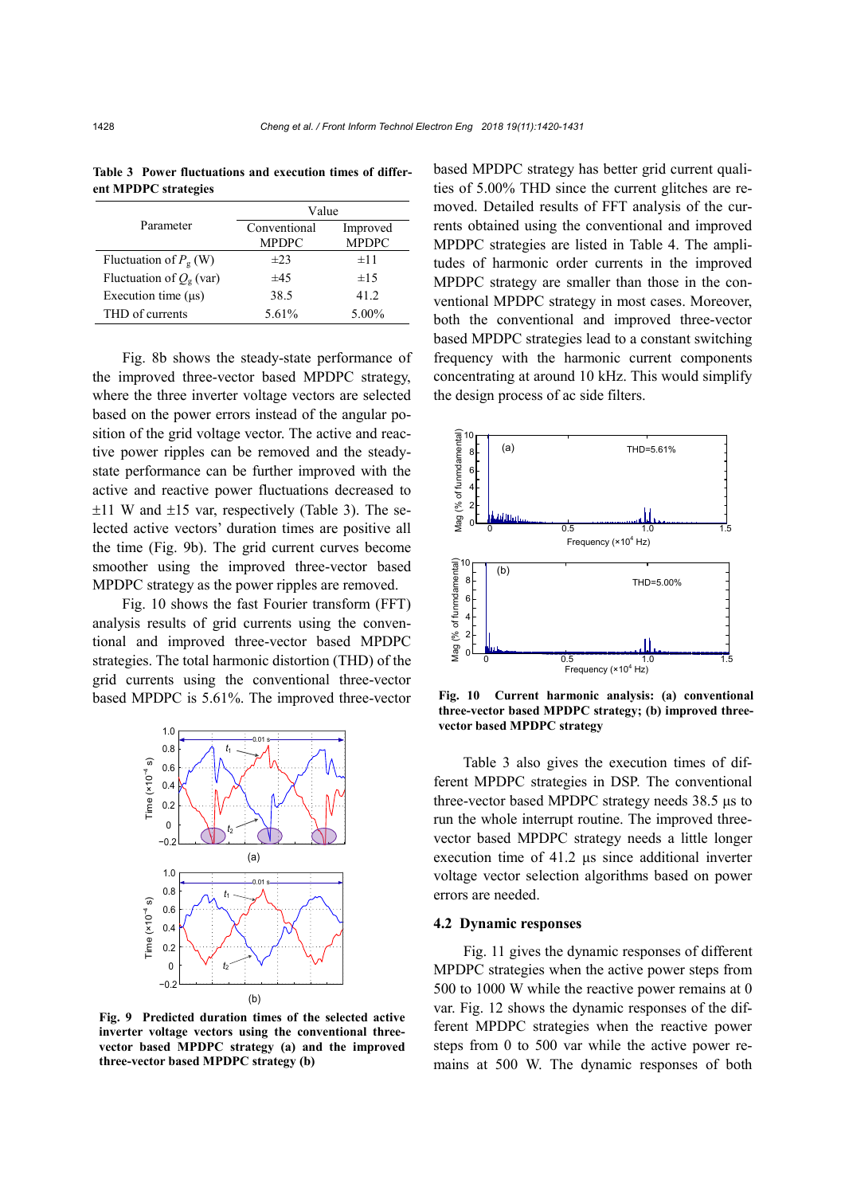**Table 3 Power fluctuations and execution times of different MPDPC strategies**

| Parameter | Value | |
|---|---|---|
| | Conventional MPDPC | Improved MPDPC |
| Fluctuation of $P_g$ (W) | ±23 | ±11 |
| Fluctuation of $Q_g$ (var) | ±45 | ±15 |
| Execution time (μs) | 38.5 | 41.2 |
| THD of currents | 5.61% | 5.00% |

Fig. 8b shows the steady-state performance of the improved three-vector based MPDPC strategy, where the three inverter voltage vectors are selected based on the power errors instead of the angular position of the grid voltage vector. The active and reactive power ripples can be removed and the steady-state performance can be further improved with the active and reactive power fluctuations decreased to ±11 W and ±15 var, respectively (Table 3). The selected active vectors' duration times are positive all the time (Fig. 9b). The grid current curves become smoother using the improved three-vector based MPDPC strategy as the power ripples are removed.

Fig. 10 shows the fast Fourier transform (FFT) analysis results of grid currents using the conventional and improved three-vector based MPDPC strategies. The total harmonic distortion (THD) of the grid currents using the conventional three-vector based MPDPC is 5.61%. The improved three-vector based MPDPC strategy has better grid current qualities of 5.00% THD since the current glitches are removed. Detailed results of FFT analysis of the currents obtained using the conventional and improved MPDPC strategies are listed in Table 4. The amplitudes of harmonic order currents in the improved MPDPC strategy are smaller than those in the conventional MPDPC strategy in most cases. Moreover, both the conventional and improved three-vector based MPDPC strategies lead to a constant switching frequency with the harmonic current components concentrating at around 10 kHz. This would simplify the design process of ac side filters.

**Fig. 9 Predicted duration times of the selected active inverter voltage vectors using the conventional three-vector based MPDPC strategy (a) and the improved three-vector based MPDPC strategy (b)**

**Fig. 10 Current harmonic analysis: (a) conventional three-vector based MPDPC strategy; (b) improved three-vector based MPDPC strategy**

Table 3 also gives the execution times of different MPDPC strategies in DSP. The conventional three-vector based MPDPC strategy needs 38.5 μs to run the whole interrupt routine. The improved three-vector based MPDPC strategy needs a little longer execution time of 41.2 μs since additional inverter voltage vector selection algorithms based on power errors are needed.

### 4.2 Dynamic responses

Fig. 11 gives the dynamic responses of different MPDPC strategies when the active power steps from 500 to 1000 W while the reactive power remains at 0 var. Fig. 12 shows the dynamic responses of the different MPDPC strategies when the reactive power steps from 0 to 500 var while the active power remains at 500 W. The dynamic responses of both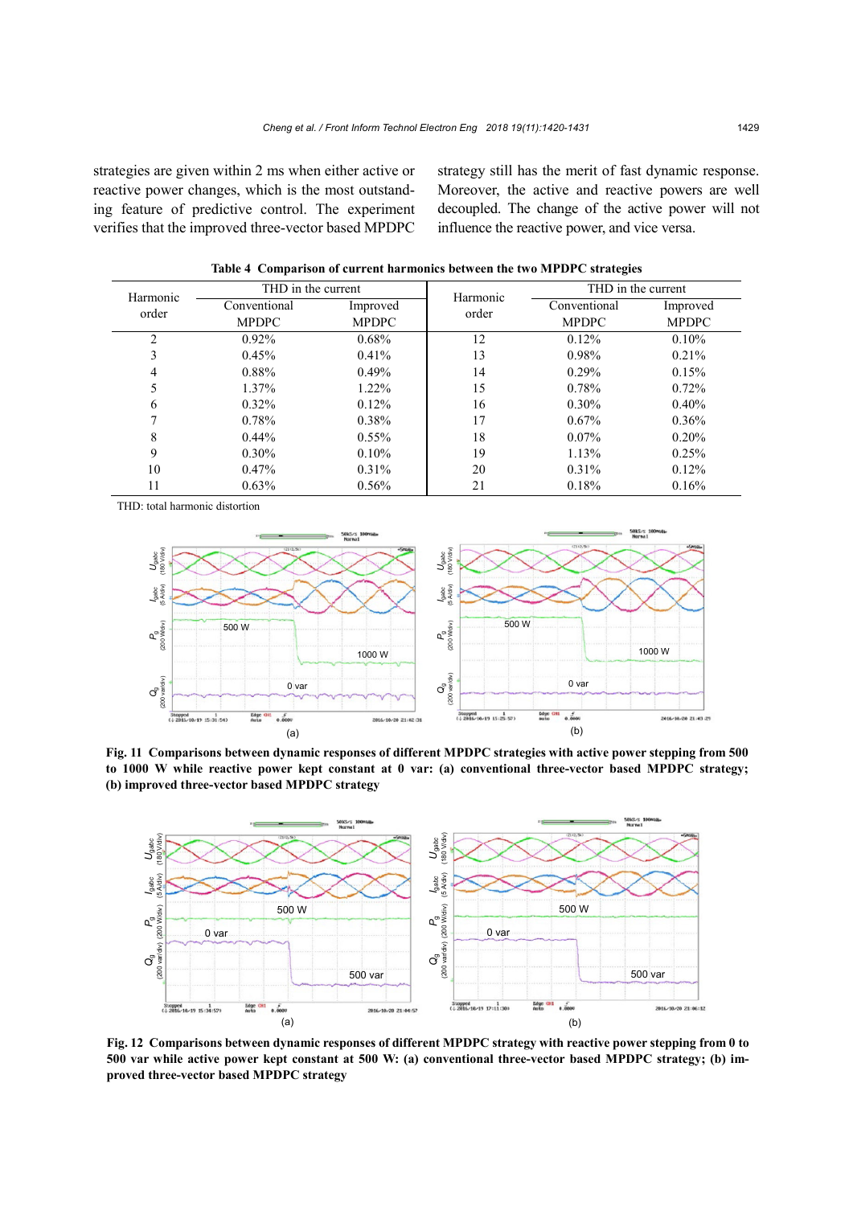strategies are given within 2 ms when either active or reactive power changes, which is the most outstanding feature of predictive control. The experiment verifies that the improved three-vector based MPDPC strategy still has the merit of fast dynamic response. Moreover, the active and reactive powers are well decoupled. The change of the active power will not influence the reactive power, and vice versa.

**Table 4 Comparison of current harmonics between the two MPDPC strategies**

| Harmonic order | THD in the current | | Harmonic order | THD in the current | |
|---|---|---|---|---|---|
| | Conventional MPDPC | Improved MPDPC | | Conventional MPDPC | Improved MPDPC |
| 2 | 0.92% | 0.68% | 12 | 0.12% | 0.10% |
| 3 | 0.45% | 0.41% | 13 | 0.98% | 0.21% |
| 4 | 0.88% | 0.49% | 14 | 0.29% | 0.15% |
| 5 | 1.37% | 1.22% | 15 | 0.78% | 0.72% |
| 6 | 0.32% | 0.12% | 16 | 0.30% | 0.40% |
| 7 | 0.78% | 0.38% | 17 | 0.67% | 0.36% |
| 8 | 0.44% | 0.55% | 18 | 0.07% | 0.20% |
| 9 | 0.30% | 0.10% | 19 | 1.13% | 0.25% |
| 10 | 0.47% | 0.31% | 20 | 0.31% | 0.12% |
| 11 | 0.63% | 0.56% | 21 | 0.18% | 0.16% |

THD: total harmonic distortion

**Fig. 11 Comparisons between dynamic responses of different MPDPC strategies with active power stepping from 500 to 1000 W while reactive power kept constant at 0 var: (a) conventional three-vector based MPDPC strategy; (b) improved three-vector based MPDPC strategy**

**Fig. 12 Comparisons between dynamic responses of different MPDPC strategy with reactive power stepping from 0 to 500 var while active power kept constant at 500 W: (a) conventional three-vector based MPDPC strategy; (b) improved three-vector based MPDPC strategy**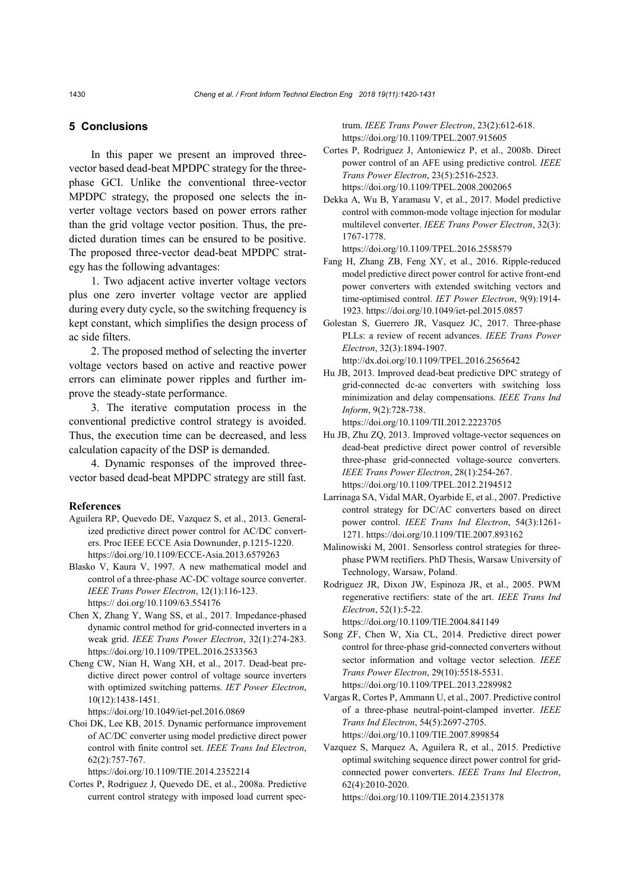## 5 Conclusions

In this paper we present an improved three-vector based dead-beat MPDPC strategy for the three-phase GCI. Unlike the conventional three-vector MPDPC strategy, the proposed one selects the inverter voltage vectors based on power errors rather than the grid voltage vector position. Thus, the predicted duration times can be ensured to be positive. The proposed three-vector dead-beat MPDPC strategy has the following advantages:

1. Two adjacent active inverter voltage vectors plus one zero inverter voltage vector are applied during every duty cycle, so the switching frequency is kept constant, which simplifies the design process of ac side filters.

2. The proposed method of selecting the inverter voltage vectors based on active and reactive power errors can eliminate power ripples and further improve the steady-state performance.

3. The iterative computation process in the conventional predictive control strategy is avoided. Thus, the execution time can be decreased, and less calculation capacity of the DSP is demanded.

4. Dynamic responses of the improved three-vector based dead-beat MPDPC strategy are still fast.

### References

Aguilera RP, Quevedo DE, Vazquez S, et al., 2013. Generalized predictive direct power control for AC/DC converters. Proc IEEE ECCE Asia Downunder, p.1215-1220. https://doi.org/10.1109/ECCE-Asia.2013.6579263

Blasko V, Kaura V, 1997. A new mathematical model and control of a three-phase AC-DC voltage source converter. *IEEE Trans Power Electron*, 12(1):116-123. https:// doi.org/10.1109/63.554176

Chen X, Zhang Y, Wang SS, et al., 2017. Impedance-phased dynamic control method for grid-connected inverters in a weak grid. *IEEE Trans Power Electron*, 32(1):274-283. https://doi.org/10.1109/TPEL.2016.2533563

Cheng CW, Nian H, Wang XH, et al., 2017. Dead-beat predictive direct power control of voltage source inverters with optimized switching patterns. *IET Power Electron*, 10(12):1438-1451. https://doi.org/10.1049/iet-pel.2016.0869

Choi DK, Lee KB, 2015. Dynamic performance improvement of AC/DC converter using model predictive direct power control with finite control set. *IEEE Trans Ind Electron*, 62(2):757-767. https://doi.org/10.1109/TIE.2014.2352214

Cortes P, Rodriguez J, Quevedo DE, et al., 2008a. Predictive current control strategy with imposed load current spectrum. *IEEE Trans Power Electron*, 23(2):612-618. https://doi.org/10.1109/TPEL.2007.915605

Cortes P, Rodriguez J, Antoniewicz P, et al., 2008b. Direct power control of an AFE using predictive control. *IEEE Trans Power Electron*, 23(5):2516-2523. https://doi.org/10.1109/TPEL.2008.2002065

Dekka A, Wu B, Yaramasu V, et al., 2017. Model predictive control with common-mode voltage injection for modular multilevel converter. *IEEE Trans Power Electron*, 32(3): 1767-1778. https://doi.org/10.1109/TPEL.2016.2558579

Fang H, Zhang ZB, Feng XY, et al., 2016. Ripple-reduced model predictive direct power control for active front-end power converters with extended switching vectors and time-optimised control. *IET Power Electron*, 9(9):1914-1923. https://doi.org/10.1049/iet-pel.2015.0857

Golestan S, Guerrero JR, Vasquez JC, 2017. Three-phase PLLs: a review of recent advances. *IEEE Trans Power Electron*, 32(3):1894-1907. http://dx.doi.org/10.1109/TPEL.2016.2565642

Hu JB, 2013. Improved dead-beat predictive DPC strategy of grid-connected dc-ac converters with switching loss minimization and delay compensations. *IEEE Trans Ind Inform*, 9(2):728-738. https://doi.org/10.1109/TII.2012.2223705

Hu JB, Zhu ZQ, 2013. Improved voltage-vector sequences on dead-beat predictive direct power control of reversible three-phase grid-connected voltage-source converters. *IEEE Trans Power Electron*, 28(1):254-267. https://doi.org/10.1109/TPEL.2012.2194512

Larrinaga SA, Vidal MAR, Oyarbide E, et al., 2007. Predictive control strategy for DC/AC converters based on direct power control. *IEEE Trans Ind Electron*, 54(3):1261-1271. https://doi.org/10.1109/TIE.2007.893162

Malinowiski M, 2001. Sensorless control strategies for three-phase PWM rectifiers. PhD Thesis, Warsaw University of Technology, Warsaw, Poland.

Rodriguez JR, Dixon JW, Espinoza JR, et al., 2005. PWM regenerative rectifiers: state of the art. *IEEE Trans Ind Electron*, 52(1):5-22. https://doi.org/10.1109/TIE.2004.841149

Song ZF, Chen W, Xia CL, 2014. Predictive direct power control for three-phase grid-connected converters without sector information and voltage vector selection. *IEEE Trans Power Electron*, 29(10):5518-5531. https://doi.org/10.1109/TPEL.2013.2289982

Vargas R, Cortes P, Ammann U, et al., 2007. Predictive control of a three-phase neutral-point-clamped inverter. *IEEE Trans Ind Electron*, 54(5):2697-2705. https://doi.org/10.1109/TIE.2007.899854

Vazquez S, Marquez A, Aguilera R, et al., 2015. Predictive optimal switching sequence direct power control for grid-connected power converters. *IEEE Trans Ind Electron*, 62(4):2010-2020. https://doi.org/10.1109/TIE.2014.2351378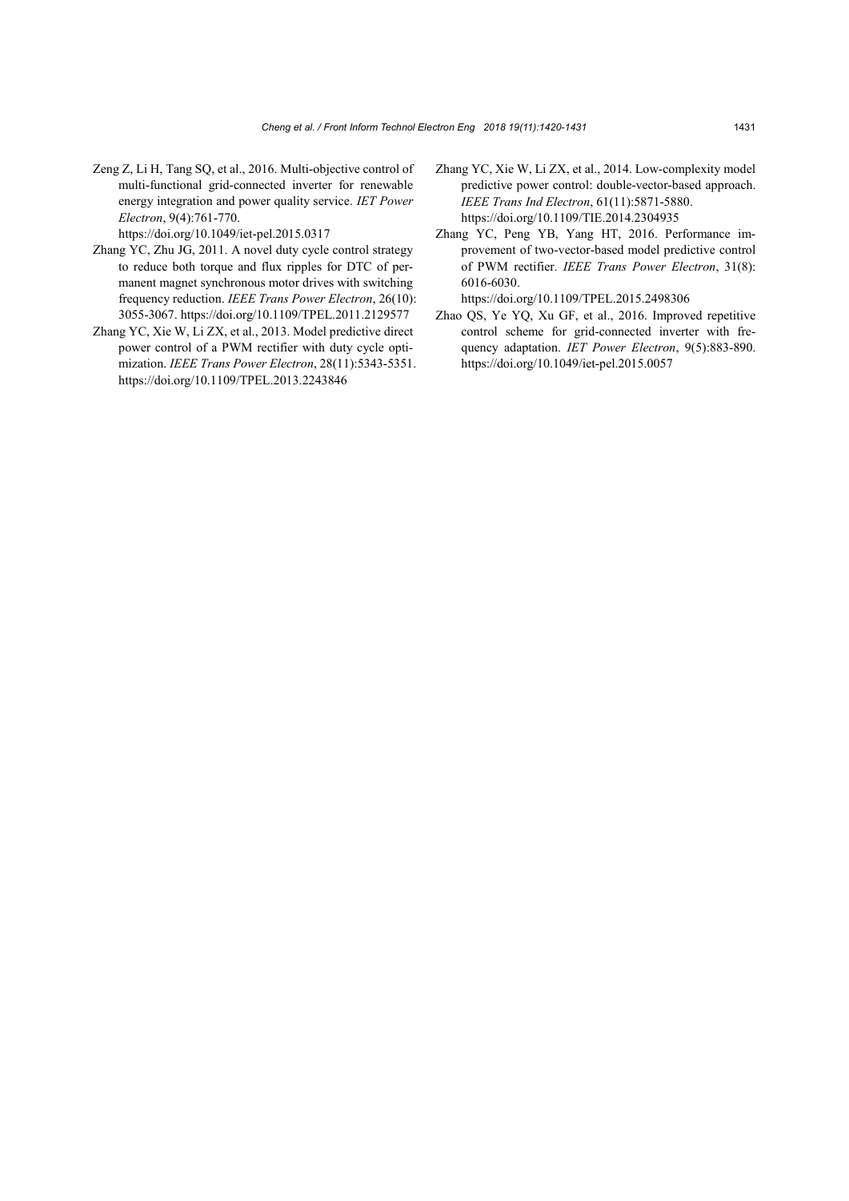Zeng Z, Li H, Tang SQ, et al., 2016. Multi-objective control of multi-functional grid-connected inverter for renewable energy integration and power quality service. *IET Power Electron*, 9(4):761-770. https://doi.org/10.1049/iet-pel.2015.0317

Zhang YC, Zhu JG, 2011. A novel duty cycle control strategy to reduce both torque and flux ripples for DTC of permanent magnet synchronous motor drives with switching frequency reduction. *IEEE Trans Power Electron*, 26(10): 3055-3067. https://doi.org/10.1109/TPEL.2011.2129577

Zhang YC, Xie W, Li ZX, et al., 2013. Model predictive direct power control of a PWM rectifier with duty cycle optimization. *IEEE Trans Power Electron*, 28(11):5343-5351. https://doi.org/10.1109/TPEL.2013.2243846

Zhang YC, Xie W, Li ZX, et al., 2014. Low-complexity model predictive power control: double-vector-based approach. *IEEE Trans Ind Electron*, 61(11):5871-5880. https://doi.org/10.1109/TIE.2014.2304935

Zhang YC, Peng YB, Yang HT, 2016. Performance improvement of two-vector-based model predictive control of PWM rectifier. *IEEE Trans Power Electron*, 31(8): 6016-6030. https://doi.org/10.1109/TPEL.2015.2498306

Zhao QS, Ye YQ, Xu GF, et al., 2016. Improved repetitive control scheme for grid-connected inverter with frequency adaptation. *IET Power Electron*, 9(5):883-890. https://doi.org/10.1049/iet-pel.2015.0057